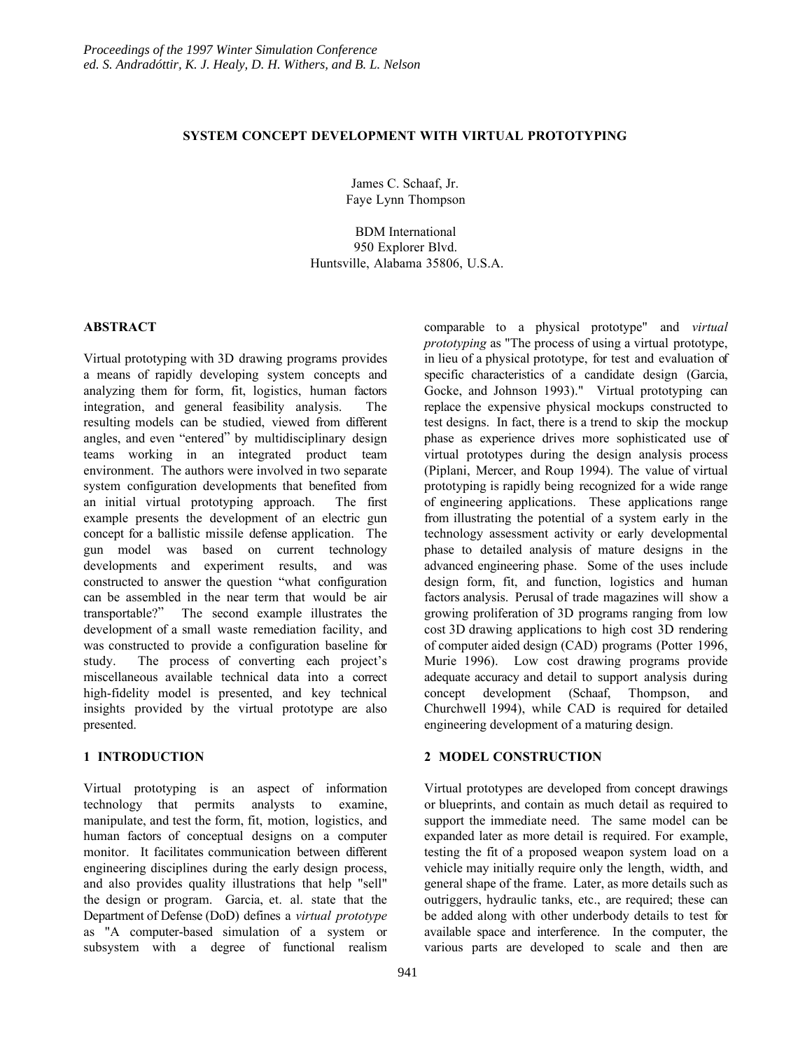# SYSTEM CONCEPT DEVELOPMENT WITH VIRTUAL PROTOTYPING

James C. Schaaf, Jr.
Faye Lynn Thompson

BDM International
950 Explorer Blvd.
Huntsville, Alabama 35806, U.S.A.

## ABSTRACT

Virtual prototyping with 3D drawing programs provides a means of rapidly developing system concepts and analyzing them for form, fit, logistics, human factors integration, and general feasibility analysis. The resulting models can be studied, viewed from different angles, and even "entered" by multidisciplinary design teams working in an integrated product team environment. The authors were involved in two separate system configuration developments that benefited from an initial virtual prototyping approach. The first example presents the development of an electric gun concept for a ballistic missile defense application. The gun model was based on current technology developments and experiment results, and was constructed to answer the question "what configuration can be assembled in the near term that would be air transportable?" The second example illustrates the development of a small waste remediation facility, and was constructed to provide a configuration baseline for study. The process of converting each project's miscellaneous available technical data into a correct high-fidelity model is presented, and key technical insights provided by the virtual prototype are also presented.

## 1 INTRODUCTION

Virtual prototyping is an aspect of information technology that permits analysts to examine, manipulate, and test the form, fit, motion, logistics, and human factors of conceptual designs on a computer monitor. It facilitates communication between different engineering disciplines during the early design process, and also provides quality illustrations that help "sell" the design or program. Garcia, et. al. state that the Department of Defense (DoD) defines a *virtual prototype* as "A computer-based simulation of a system or subsystem with a degree of functional realism comparable to a physical prototype" and *virtual prototyping* as "The process of using a virtual prototype, in lieu of a physical prototype, for test and evaluation of specific characteristics of a candidate design (Garcia, Gocke, and Johnson 1993)." Virtual prototyping can replace the expensive physical mockups constructed to test designs. In fact, there is a trend to skip the mockup phase as experience drives more sophisticated use of virtual prototypes during the design analysis process (Piplani, Mercer, and Roup 1994). The value of virtual prototyping is rapidly being recognized for a wide range of engineering applications. These applications range from illustrating the potential of a system early in the technology assessment activity or early developmental phase to detailed analysis of mature designs in the advanced engineering phase. Some of the uses include design form, fit, and function, logistics and human factors analysis. Perusal of trade magazines will show a growing proliferation of 3D programs ranging from low cost 3D drawing applications to high cost 3D rendering of computer aided design (CAD) programs (Potter 1996, Murie 1996). Low cost drawing programs provide adequate accuracy and detail to support analysis during concept development (Schaaf, Thompson, and Churchwell 1994), while CAD is required for detailed engineering development of a maturing design.

## 2 MODEL CONSTRUCTION

Virtual prototypes are developed from concept drawings or blueprints, and contain as much detail as required to support the immediate need. The same model can be expanded later as more detail is required. For example, testing the fit of a proposed weapon system load on a vehicle may initially require only the length, width, and general shape of the frame. Later, as more details such as outriggers, hydraulic tanks, etc., are required; these can be added along with other underbody details to test for available space and interference. In the computer, the various parts are developed to scale and then are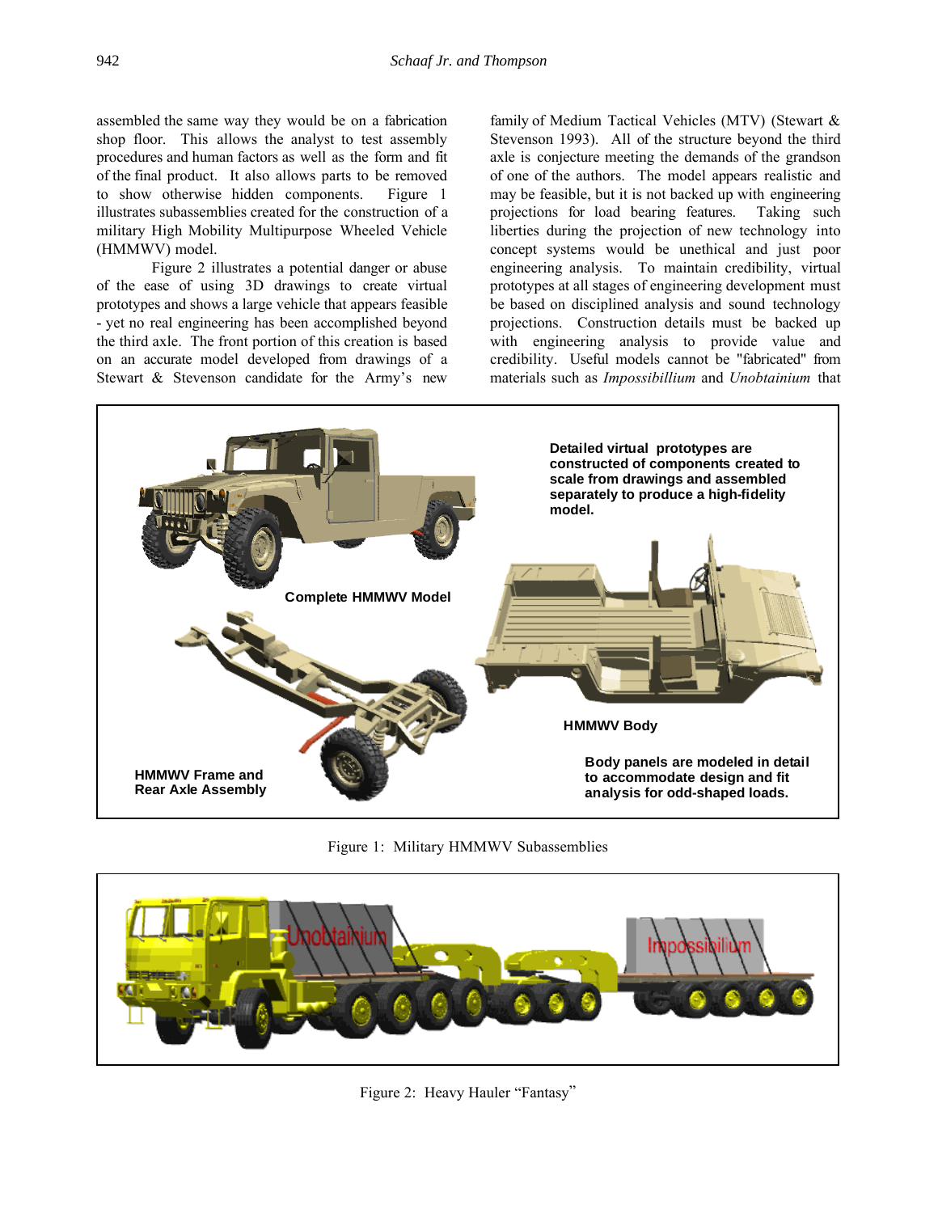assembled the same way they would be on a fabrication shop floor. This allows the analyst to test assembly procedures and human factors as well as the form and fit of the final product. It also allows parts to be removed to show otherwise hidden components. Figure 1 illustrates subassemblies created for the construction of a military High Mobility Multipurpose Wheeled Vehicle (HMMWV) model.

Figure 2 illustrates a potential danger or abuse of the ease of using 3D drawings to create virtual prototypes and shows a large vehicle that appears feasible - yet no real engineering has been accomplished beyond the third axle. The front portion of this creation is based on an accurate model developed from drawings of a Stewart & Stevenson candidate for the Army's new family of Medium Tactical Vehicles (MTV) (Stewart & Stevenson 1993). All of the structure beyond the third axle is conjecture meeting the demands of the grandson of one of the authors. The model appears realistic and may be feasible, but it is not backed up with engineering projections for load bearing features. Taking such liberties during the projection of new technology into concept systems would be unethical and just poor engineering analysis. To maintain credibility, virtual prototypes at all stages of engineering development must be based on disciplined analysis and sound technology projections. Construction details must be backed up with engineering analysis to provide value and credibility. Useful models cannot be "fabricated" from materials such as *Impossibillium* and *Unobtainium* that

Figure 1: Military HMMWV Subassemblies

Figure 2: Heavy Hauler "Fantasy"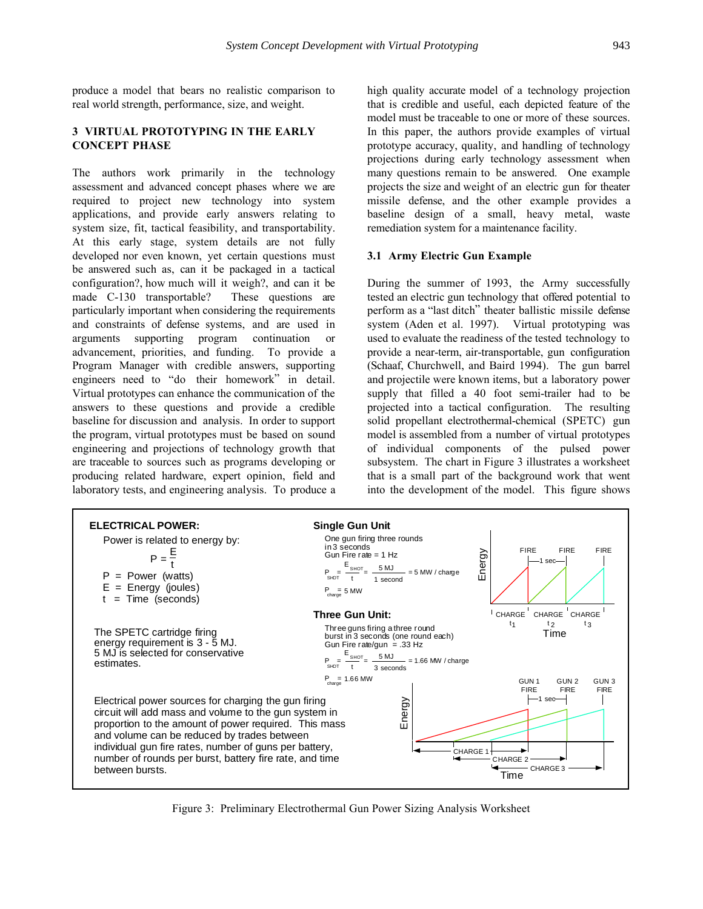produce a model that bears no realistic comparison to real world strength, performance, size, and weight.

## 3 VIRTUAL PROTOTYPING IN THE EARLY CONCEPT PHASE

The authors work primarily in the technology assessment and advanced concept phases where we are required to project new technology into system applications, and provide early answers relating to system size, fit, tactical feasibility, and transportability. At this early stage, system details are not fully developed nor even known, yet certain questions must be answered such as, can it be packaged in a tactical configuration?, how much will it weigh?, and can it be made C-130 transportable? These questions are particularly important when considering the requirements and constraints of defense systems, and are used in arguments supporting program continuation or advancement, priorities, and funding. To provide a Program Manager with credible answers, supporting engineers need to "do their homework" in detail. Virtual prototypes can enhance the communication of the answers to these questions and provide a credible baseline for discussion and analysis. In order to support the program, virtual prototypes must be based on sound engineering and projections of technology growth that are traceable to sources such as programs developing or producing related hardware, expert opinion, field and laboratory tests, and engineering analysis. To produce a high quality accurate model of a technology projection that is credible and useful, each depicted feature of the model must be traceable to one or more of these sources. In this paper, the authors provide examples of virtual prototype accuracy, quality, and handling of technology projections during early technology assessment when many questions remain to be answered. One example projects the size and weight of an electric gun for theater missile defense, and the other example provides a baseline design of a small, heavy metal, waste remediation system for a maintenance facility.

### 3.1 Army Electric Gun Example

During the summer of 1993, the Army successfully tested an electric gun technology that offered potential to perform as a "last ditch" theater ballistic missile defense system (Aden et al. 1997). Virtual prototyping was used to evaluate the readiness of the tested technology to provide a near-term, air-transportable, gun configuration (Schaaf, Churchwell, and Baird 1994). The gun barrel and projectile were known items, but a laboratory power supply that filled a 40 foot semi-trailer had to be projected into a tactical configuration. The resulting solid propellant electrothermal-chemical (SPETC) gun model is assembled from a number of virtual prototypes of individual components of the pulsed power subsystem. The chart in Figure 3 illustrates a worksheet that is a small part of the background work that went into the development of the model. This figure shows

**ELECTRICAL POWER:**

Power is related to energy by:

$$P = \frac{E}{t}$$

$P$ = Power (watts)
$E$ = Energy (joules)
$t$ = Time (seconds)

The SPETC cartridge firing energy requirement is 3 - 5 MJ. 5 MJ is selected for conservative estimates.

Electrical power sources for charging the gun firing circuit will add mass and volume to the gun system in proportion to the amount of power required. This mass and volume can be reduced by trades between individual gun fire rates, number of guns per battery, number of rounds per burst, battery fire rate, and time between bursts.

**Single Gun Unit**

One gun firing three rounds in 3 seconds
Gun Fire rate = 1 Hz

$$P_{SHOT} = \frac{E_{SHOT}}{t} = \frac{5\text{ MJ}}{1\text{ second}} = 5\text{ MW / charge}$$

$P_{charge} = 5$ MW

**Three Gun Unit:**

Three guns firing a three round burst in 3 seconds (one round each)
Gun Fire rate/gun = .33 Hz

$$P_{SHOT} = \frac{E_{SHOT}}{t} = \frac{5\text{ MJ}}{3\text{ seconds}} = 1.66\text{ MW / charge}$$

$P_{charge} = 1.66$ MW

Figure 3: Preliminary Electrothermal Gun Power Sizing Analysis Worksheet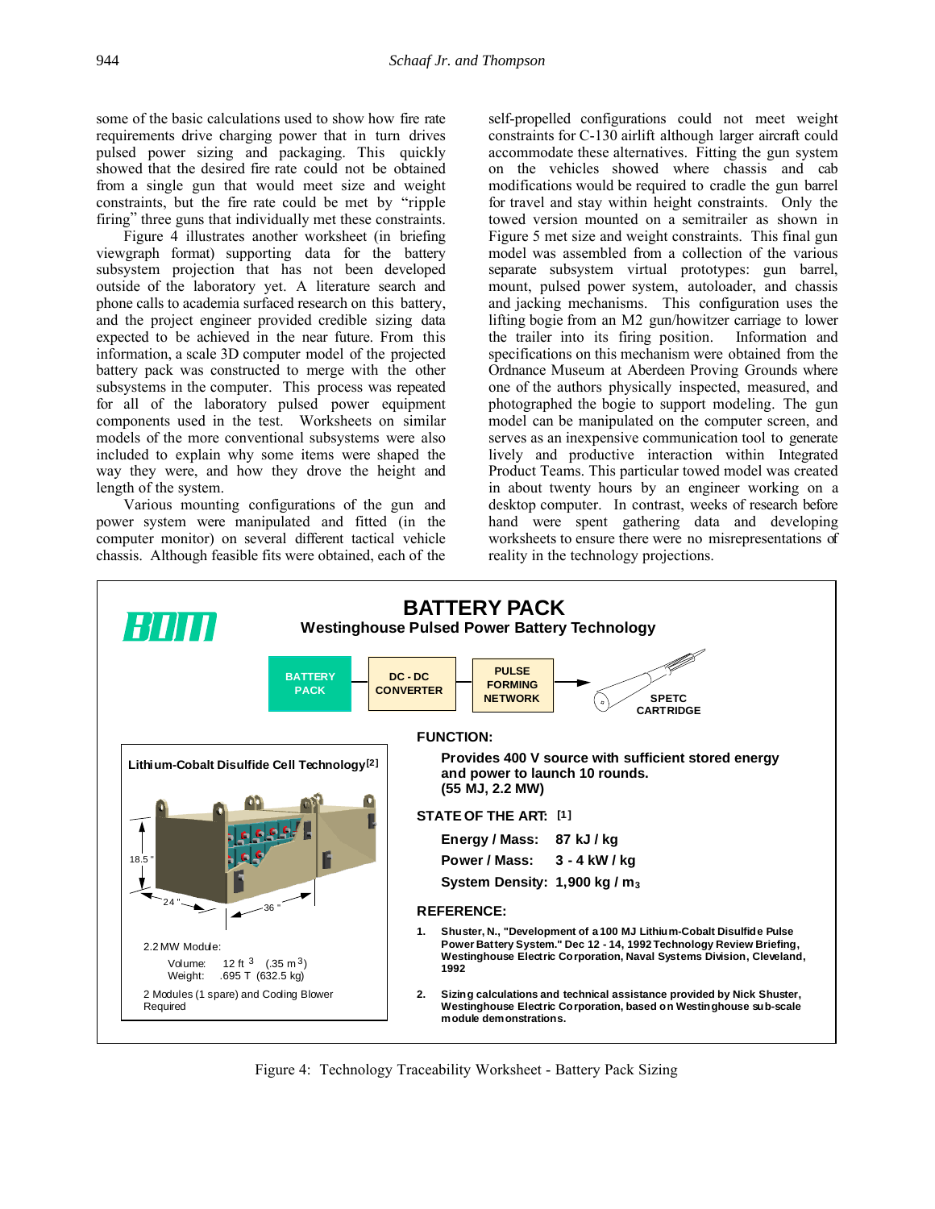some of the basic calculations used to show how fire rate requirements drive charging power that in turn drives pulsed power sizing and packaging. This quickly showed that the desired fire rate could not be obtained from a single gun that would meet size and weight constraints, but the fire rate could be met by "ripple firing" three guns that individually met these constraints.

Figure 4 illustrates another worksheet (in briefing viewgraph format) supporting data for the battery subsystem projection that has not been developed outside of the laboratory yet. A literature search and phone calls to academia surfaced research on this battery, and the project engineer provided credible sizing data expected to be achieved in the near future. From this information, a scale 3D computer model of the projected battery pack was constructed to merge with the other subsystems in the computer. This process was repeated for all of the laboratory pulsed power equipment components used in the test. Worksheets on similar models of the more conventional subsystems were also included to explain why some items were shaped the way they were, and how they drove the height and length of the system.

Various mounting configurations of the gun and power system were manipulated and fitted (in the computer monitor) on several different tactical vehicle chassis. Although feasible fits were obtained, each of the self-propelled configurations could not meet weight constraints for C-130 airlift although larger aircraft could accommodate these alternatives. Fitting the gun system on the vehicles showed where chassis and cab modifications would be required to cradle the gun barrel for travel and stay within height constraints. Only the towed version mounted on a semitrailer as shown in Figure 5 met size and weight constraints. This final gun model was assembled from a collection of the various separate subsystem virtual prototypes: gun barrel, mount, pulsed power system, autoloader, and chassis and jacking mechanisms. This configuration uses the lifting bogie from an M2 gun/howitzer carriage to lower the trailer into its firing position. Information and specifications on this mechanism were obtained from the Ordnance Museum at Aberdeen Proving Grounds where one of the authors physically inspected, measured, and photographed the bogie to support modeling. The gun model can be manipulated on the computer screen, and serves as an inexpensive communication tool to generate lively and productive interaction within Integrated Product Teams. This particular towed model was created in about twenty hours by an engineer working on a desktop computer. In contrast, weeks of research before hand were spent gathering data and developing worksheets to ensure there were no misrepresentations of reality in the technology projections.

**BDM**

## BATTERY PACK

**Westinghouse Pulsed Power Battery Technology**

BATTERY PACK → DC - DC CONVERTER → PULSE FORMING NETWORK → SPETC CARTRIDGE

**Lithium-Cobalt Disulfide Cell Technology[2]**

18.5 " — 24 " — 36 "

2.2 MW Module:

Volume: 12 ft$^3$ (.35 m$^3$)
Weight: .695 T (632.5 kg)

2 Modules (1 spare) and Cooling Blower Required

**FUNCTION:**

**Provides 400 V source with sufficient stored energy and power to launch 10 rounds. (55 MJ, 2.2 MW)**

**STATE OF THE ART: [1]**

**Energy / Mass: 87 kJ / kg**
**Power / Mass: 3 - 4 kW / kg**
**System Density: 1,900 kg / $m_3$**

**REFERENCE:**

1. Shuster, N., "Development of a 100 MJ Lithium-Cobalt Disulfide Pulse Power Battery System." Dec 12 - 14, 1992 Technology Review Briefing, Westinghouse Electric Corporation, Naval Systems Division, Cleveland, 1992
2. Sizing calculations and technical assistance provided by Nick Shuster, Westinghouse Electric Corporation, based on Westinghouse sub-scale module demonstrations.

Figure 4: Technology Traceability Worksheet - Battery Pack Sizing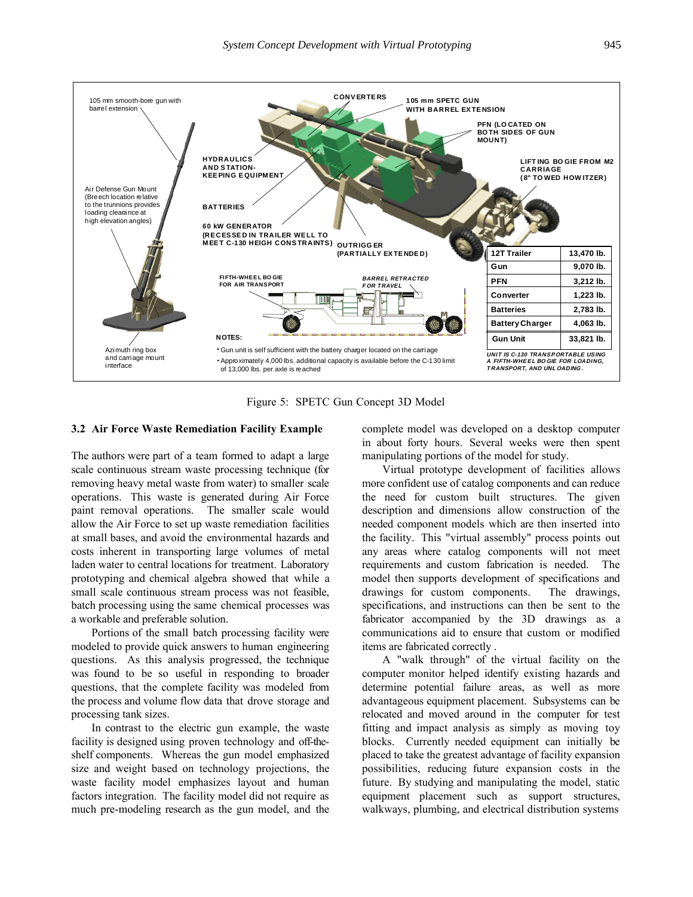| 12T Trailer | 13,470 lb. |
|---|---|
| Gun | 9,070 lb. |
| PFN | 3,212 lb. |
| Converter | 1,223 lb. |
| Batteries | 2,783 lb. |
| Battery Charger | 4,063 lb. |
| Gun Unit | 33,821 lb. |

*UNIT IS C-130 TRANSPORTABLE USING A FIFTH-WHEEL BOGIE FOR LOADING, TRANSPORT, AND UNLOADING.*

NOTES:

- Gun unit is self sufficient with the battery charger located on the carriage
- Approximately 4,000 lbs. additional capacity is available before the C-130 limit of 13,000 lbs. per axle is reached

Figure 5: SPETC Gun Concept 3D Model

### 3.2 Air Force Waste Remediation Facility Example

The authors were part of a team formed to adapt a large scale continuous stream waste processing technique (for removing heavy metal waste from water) to smaller scale operations. This waste is generated during Air Force paint removal operations. The smaller scale would allow the Air Force to set up waste remediation facilities at small bases, and avoid the environmental hazards and costs inherent in transporting large volumes of metal laden water to central locations for treatment. Laboratory prototyping and chemical algebra showed that while a small scale continuous stream process was not feasible, batch processing using the same chemical processes was a workable and preferable solution.

Portions of the small batch processing facility were modeled to provide quick answers to human engineering questions. As this analysis progressed, the technique was found to be so useful in responding to broader questions, that the complete facility was modeled from the process and volume flow data that drove storage and processing tank sizes.

In contrast to the electric gun example, the waste facility is designed using proven technology and off-the-shelf components. Whereas the gun model emphasized size and weight based on technology projections, the waste facility model emphasizes layout and human factors integration. The facility model did not require as much pre-modeling research as the gun model, and the complete model was developed on a desktop computer in about forty hours. Several weeks were then spent manipulating portions of the model for study.

Virtual prototype development of facilities allows more confident use of catalog components and can reduce the need for custom built structures. The given description and dimensions allow construction of the needed component models which are then inserted into the facility. This "virtual assembly" process points out any areas where catalog components will not meet requirements and custom fabrication is needed. The model then supports development of specifications and drawings for custom components. The drawings, specifications, and instructions can then be sent to the fabricator accompanied by the 3D drawings as a communications aid to ensure that custom or modified items are fabricated correctly .

A "walk through" of the virtual facility on the computer monitor helped identify existing hazards and determine potential failure areas, as well as more advantageous equipment placement. Subsystems can be relocated and moved around in the computer for test fitting and impact analysis as simply as moving toy blocks. Currently needed equipment can initially be placed to take the greatest advantage of facility expansion possibilities, reducing future expansion costs in the future. By studying and manipulating the model, static equipment placement such as support structures, walkways, plumbing, and electrical distribution systems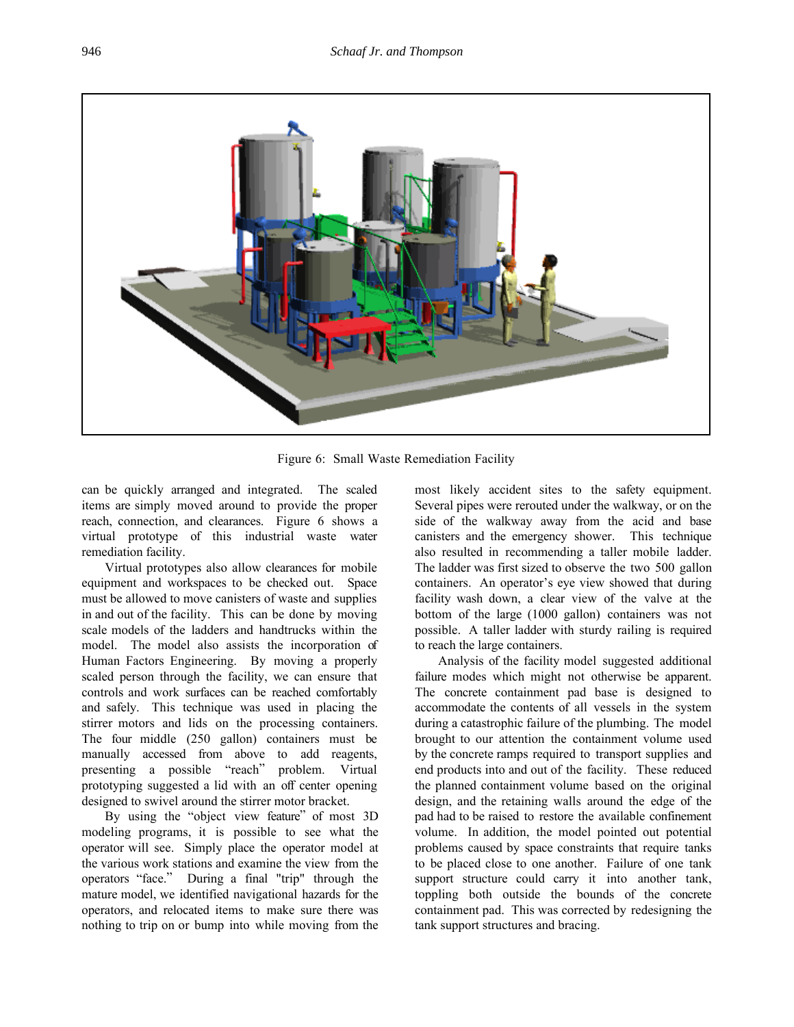Figure 6: Small Waste Remediation Facility

can be quickly arranged and integrated. The scaled items are simply moved around to provide the proper reach, connection, and clearances. Figure 6 shows a virtual prototype of this industrial waste water remediation facility.

Virtual prototypes also allow clearances for mobile equipment and workspaces to be checked out. Space must be allowed to move canisters of waste and supplies in and out of the facility. This can be done by moving scale models of the ladders and handtrucks within the model. The model also assists the incorporation of Human Factors Engineering. By moving a properly scaled person through the facility, we can ensure that controls and work surfaces can be reached comfortably and safely. This technique was used in placing the stirrer motors and lids on the processing containers. The four middle (250 gallon) containers must be manually accessed from above to add reagents, presenting a possible "reach" problem. Virtual prototyping suggested a lid with an off center opening designed to swivel around the stirrer motor bracket.

By using the "object view feature" of most 3D modeling programs, it is possible to see what the operator will see. Simply place the operator model at the various work stations and examine the view from the operators "face." During a final "trip" through the mature model, we identified navigational hazards for the operators, and relocated items to make sure there was nothing to trip on or bump into while moving from the most likely accident sites to the safety equipment. Several pipes were rerouted under the walkway, or on the side of the walkway away from the acid and base canisters and the emergency shower. This technique also resulted in recommending a taller mobile ladder. The ladder was first sized to observe the two 500 gallon containers. An operator's eye view showed that during facility wash down, a clear view of the valve at the bottom of the large (1000 gallon) containers was not possible. A taller ladder with sturdy railing is required to reach the large containers.

Analysis of the facility model suggested additional failure modes which might not otherwise be apparent. The concrete containment pad base is designed to accommodate the contents of all vessels in the system during a catastrophic failure of the plumbing. The model brought to our attention the containment volume used by the concrete ramps required to transport supplies and end products into and out of the facility. These reduced the planned containment volume based on the original design, and the retaining walls around the edge of the pad had to be raised to restore the available confinement volume. In addition, the model pointed out potential problems caused by space constraints that require tanks to be placed close to one another. Failure of one tank support structure could carry it into another tank, toppling both outside the bounds of the concrete containment pad. This was corrected by redesigning the tank support structures and bracing.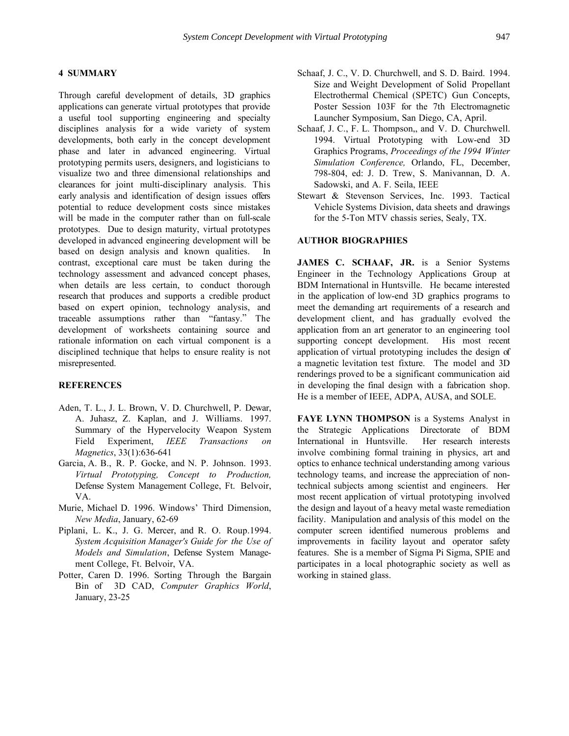## 4 SUMMARY

Through careful development of details, 3D graphics applications can generate virtual prototypes that provide a useful tool supporting engineering and specialty disciplines analysis for a wide variety of system developments, both early in the concept development phase and later in advanced engineering. Virtual prototyping permits users, designers, and logisticians to visualize two and three dimensional relationships and clearances for joint multi-disciplinary analysis. This early analysis and identification of design issues offers potential to reduce development costs since mistakes will be made in the computer rather than on full-scale prototypes. Due to design maturity, virtual prototypes developed in advanced engineering development will be based on design analysis and known qualities. In contrast, exceptional care must be taken during the technology assessment and advanced concept phases, when details are less certain, to conduct thorough research that produces and supports a credible product based on expert opinion, technology analysis, and traceable assumptions rather than "fantasy." The development of worksheets containing source and rationale information on each virtual component is a disciplined technique that helps to ensure reality is not misrepresented.

## REFERENCES

Aden, T. L., J. L. Brown, V. D. Churchwell, P. Dewar, A. Juhasz, Z. Kaplan, and J. Williams. 1997. Summary of the Hypervelocity Weapon System Field Experiment, *IEEE Transactions on Magnetics*, 33(1):636-641

Garcia, A. B., R. P. Gocke, and N. P. Johnson. 1993. *Virtual Prototyping, Concept to Production,* Defense System Management College, Ft. Belvoir, VA.

Murie, Michael D. 1996. Windows' Third Dimension, *New Media*, January, 62-69

Piplani, L. K., J. G. Mercer, and R. O. Roup.1994. *System Acquisition Manager's Guide for the Use of Models and Simulation*, Defense System Management College, Ft. Belvoir, VA.

Potter, Caren D. 1996. Sorting Through the Bargain Bin of 3D CAD, *Computer Graphics World*, January, 23-25

Schaaf, J. C., V. D. Churchwell, and S. D. Baird. 1994. Size and Weight Development of Solid Propellant Electrothermal Chemical (SPETC) Gun Concepts, Poster Session 103F for the 7th Electromagnetic Launcher Symposium, San Diego, CA, April.

Schaaf, J. C., F. L. Thompson,, and V. D. Churchwell. 1994. Virtual Prototyping with Low-end 3D Graphics Programs, *Proceedings of the 1994 Winter Simulation Conference,* Orlando, FL, December, 798-804, ed: J. D. Trew, S. Manivannan, D. A. Sadowski, and A. F. Seila, IEEE

Stewart & Stevenson Services, Inc. 1993. Tactical Vehicle Systems Division, data sheets and drawings for the 5-Ton MTV chassis series, Sealy, TX.

## AUTHOR BIOGRAPHIES

**JAMES C. SCHAAF, JR.** is a Senior Systems Engineer in the Technology Applications Group at BDM International in Huntsville. He became interested in the application of low-end 3D graphics programs to meet the demanding art requirements of a research and development client, and has gradually evolved the application from an art generator to an engineering tool supporting concept development. His most recent application of virtual prototyping includes the design of a magnetic levitation test fixture. The model and 3D renderings proved to be a significant communication aid in developing the final design with a fabrication shop. He is a member of IEEE, ADPA, AUSA, and SOLE.

**FAYE LYNN THOMPSON** is a Systems Analyst in the Strategic Applications Directorate of BDM International in Huntsville. Her research interests involve combining formal training in physics, art and optics to enhance technical understanding among various technology teams, and increase the appreciation of non-technical subjects among scientist and engineers. Her most recent application of virtual prototyping involved the design and layout of a heavy metal waste remediation facility. Manipulation and analysis of this model on the computer screen identified numerous problems and improvements in facility layout and operator safety features. She is a member of Sigma Pi Sigma, SPIE and participates in a local photographic society as well as working in stained glass.